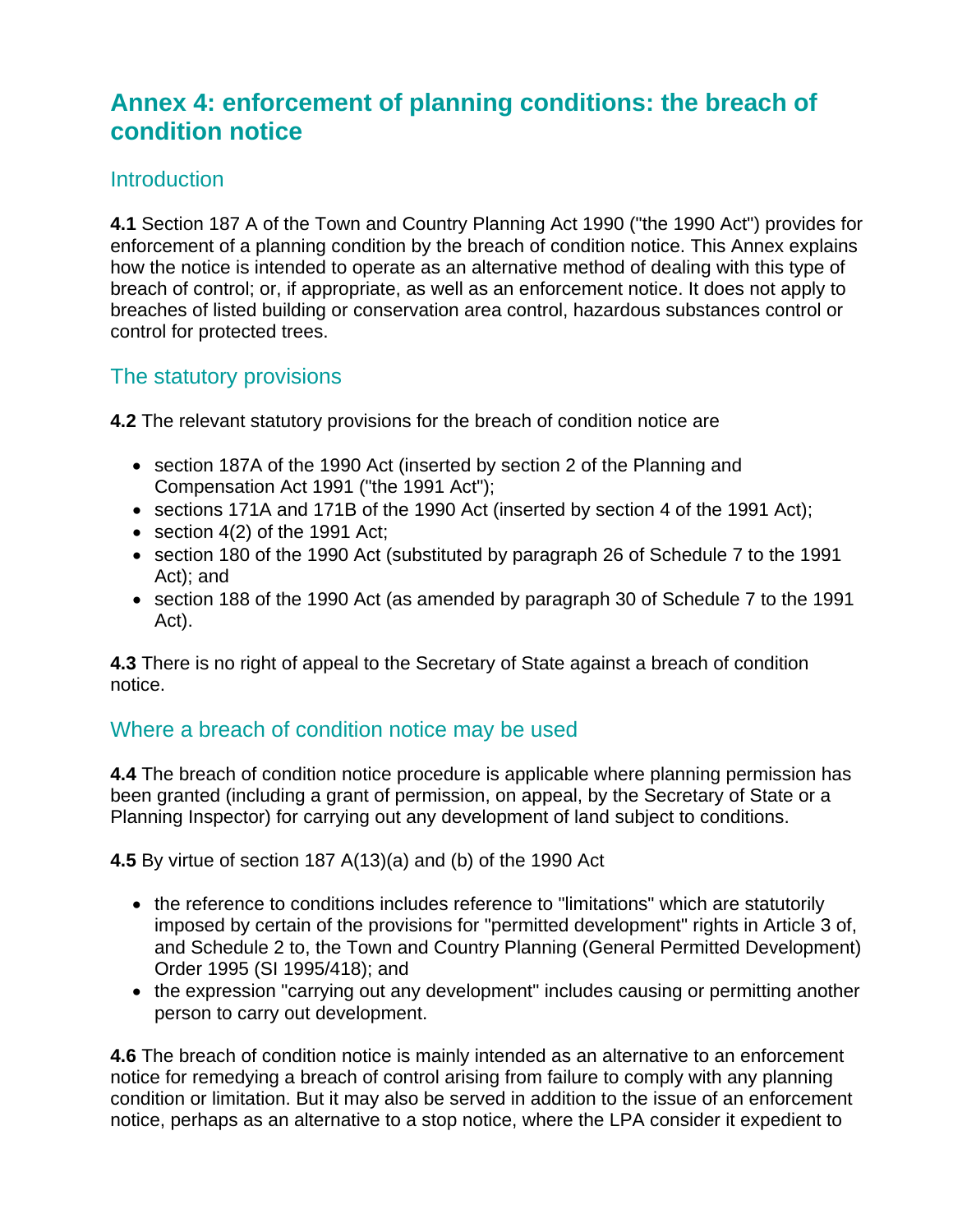# Annex 4: enforcement of planning conditions: the breach of condition notice

## Introduction

**4.1** Section 187 A of the Town and Country Planning Act 1990 ("the 1990 Act") provides for enforcement of a planning condition by the breach of condition notice. This Annex explains how the notice is intended to operate as an alternative method of dealing with this type of breach of control; or, if appropriate, as well as an enforcement notice. It does not apply to breaches of listed building or conservation area control, hazardous substances control or control for protected trees.

## The statutory provisions

**4.2** The relevant statutory provisions for the breach of condition notice are

- section 187A of the 1990 Act (inserted by section 2 of the Planning and Compensation Act 1991 ("the 1991 Act");
- sections 171A and 171B of the 1990 Act (inserted by section 4 of the 1991 Act);
- section 4(2) of the 1991 Act;
- section 180 of the 1990 Act (substituted by paragraph 26 of Schedule 7 to the 1991 Act); and
- section 188 of the 1990 Act (as amended by paragraph 30 of Schedule 7 to the 1991 Act).

**4.3** There is no right of appeal to the Secretary of State against a breach of condition notice.

## Where a breach of condition notice may be used

**4.4** The breach of condition notice procedure is applicable where planning permission has been granted (including a grant of permission, on appeal, by the Secretary of State or a Planning Inspector) for carrying out any development of land subject to conditions.

**4.5** By virtue of section 187 A(13)(a) and (b) of the 1990 Act

- the reference to conditions includes reference to "limitations" which are statutorily imposed by certain of the provisions for "permitted development" rights in Article 3 of, and Schedule 2 to, the Town and Country Planning (General Permitted Development) Order 1995 (SI 1995/418); and
- the expression "carrying out any development" includes causing or permitting another person to carry out development.

**4.6** The breach of condition notice is mainly intended as an alternative to an enforcement notice for remedying a breach of control arising from failure to comply with any planning condition or limitation. But it may also be served in addition to the issue of an enforcement notice, perhaps as an alternative to a stop notice, where the LPA consider it expedient to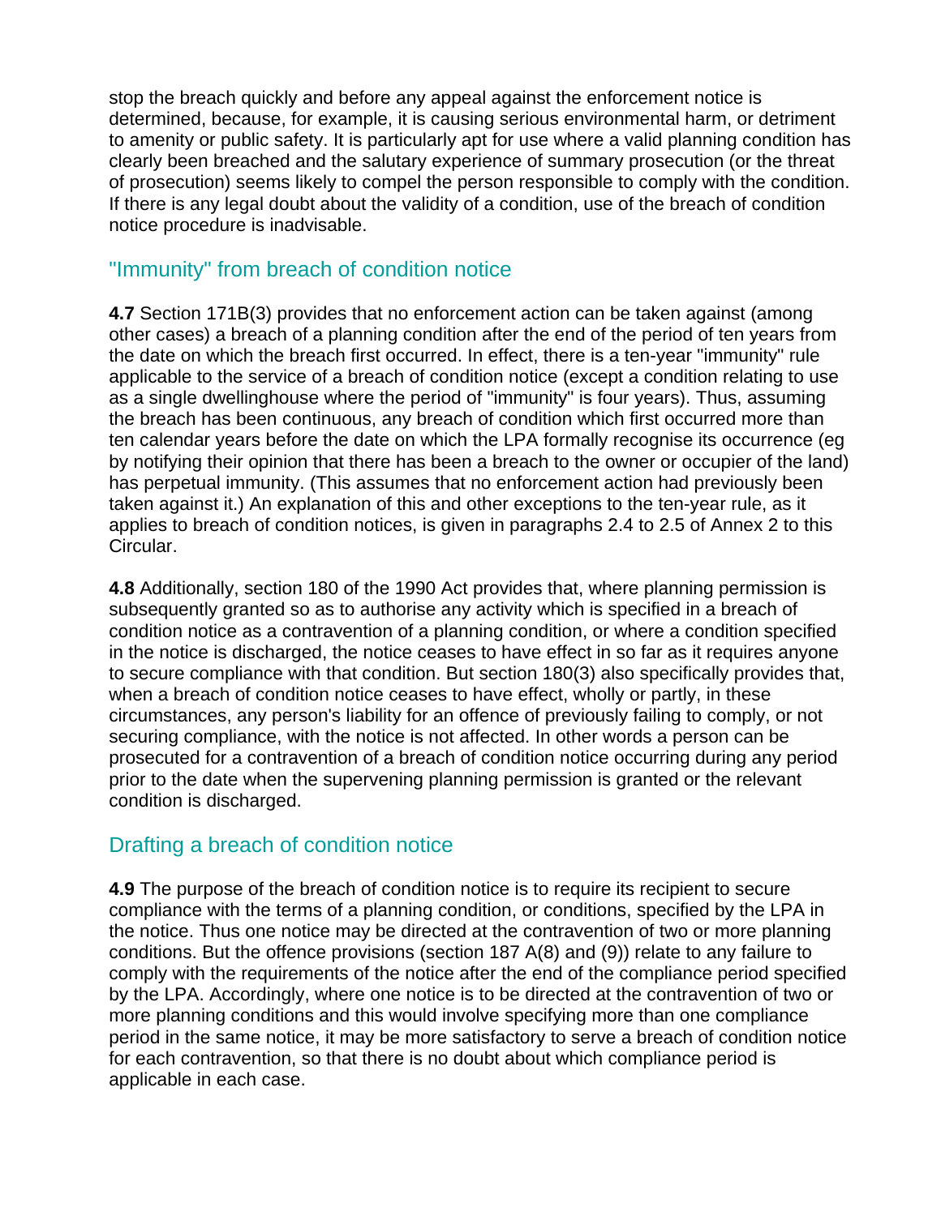stop the breach quickly and before any appeal against the enforcement notice is determined, because, for example, it is causing serious environmental harm, or detriment to amenity or public safety. It is particularly apt for use where a valid planning condition has clearly been breached and the salutary experience of summary prosecution (or the threat of prosecution) seems likely to compel the person responsible to comply with the condition. If there is any legal doubt about the validity of a condition, use of the breach of condition notice procedure is inadvisable.

## "Immunity" from breach of condition notice

**4.7** Section 171B(3) provides that no enforcement action can be taken against (among other cases) a breach of a planning condition after the end of the period of ten years from the date on which the breach first occurred. In effect, there is a ten-year "immunity" rule applicable to the service of a breach of condition notice (except a condition relating to use as a single dwellinghouse where the period of "immunity" is four years). Thus, assuming the breach has been continuous, any breach of condition which first occurred more than ten calendar years before the date on which the LPA formally recognise its occurrence (eg by notifying their opinion that there has been a breach to the owner or occupier of the land) has perpetual immunity. (This assumes that no enforcement action had previously been taken against it.) An explanation of this and other exceptions to the ten-year rule, as it applies to breach of condition notices, is given in paragraphs 2.4 to 2.5 of Annex 2 to this Circular.

**4.8** Additionally, section 180 of the 1990 Act provides that, where planning permission is subsequently granted so as to authorise any activity which is specified in a breach of condition notice as a contravention of a planning condition, or where a condition specified in the notice is discharged, the notice ceases to have effect in so far as it requires anyone to secure compliance with that condition. But section 180(3) also specifically provides that, when a breach of condition notice ceases to have effect, wholly or partly, in these circumstances, any person's liability for an offence of previously failing to comply, or not securing compliance, with the notice is not affected. In other words a person can be prosecuted for a contravention of a breach of condition notice occurring during any period prior to the date when the supervening planning permission is granted or the relevant condition is discharged.

## Drafting a breach of condition notice

**4.9** The purpose of the breach of condition notice is to require its recipient to secure compliance with the terms of a planning condition, or conditions, specified by the LPA in the notice. Thus one notice may be directed at the contravention of two or more planning conditions. But the offence provisions (section 187 A(8) and (9)) relate to any failure to comply with the requirements of the notice after the end of the compliance period specified by the LPA. Accordingly, where one notice is to be directed at the contravention of two or more planning conditions and this would involve specifying more than one compliance period in the same notice, it may be more satisfactory to serve a breach of condition notice for each contravention, so that there is no doubt about which compliance period is applicable in each case.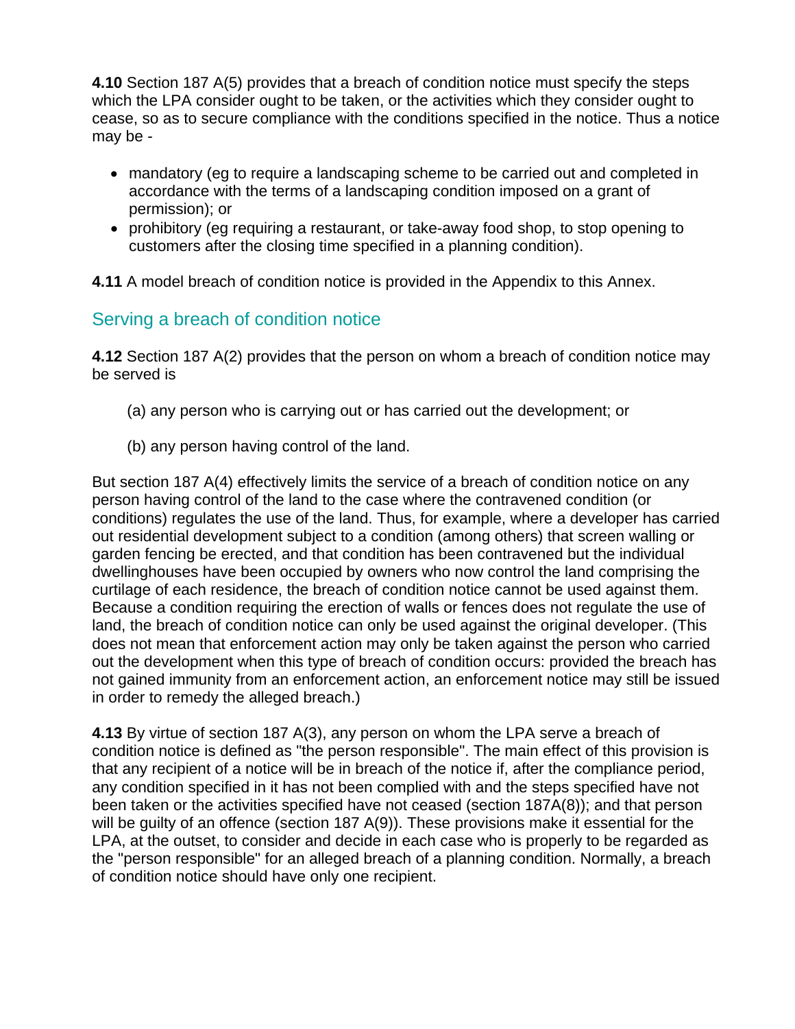**4.10** Section 187 A(5) provides that a breach of condition notice must specify the steps which the LPA consider ought to be taken, or the activities which they consider ought to cease, so as to secure compliance with the conditions specified in the notice. Thus a notice may be -

- mandatory (eg to require a landscaping scheme to be carried out and completed in accordance with the terms of a landscaping condition imposed on a grant of permission); or
- prohibitory (eg requiring a restaurant, or take-away food shop, to stop opening to customers after the closing time specified in a planning condition).

**4.11** A model breach of condition notice is provided in the Appendix to this Annex.

## Serving a breach of condition notice

**4.12** Section 187 A(2) provides that the person on whom a breach of condition notice may be served is

(a) any person who is carrying out or has carried out the development; or

(b) any person having control of the land.

But section 187 A(4) effectively limits the service of a breach of condition notice on any person having control of the land to the case where the contravened condition (or conditions) regulates the use of the land. Thus, for example, where a developer has carried out residential development subject to a condition (among others) that screen walling or garden fencing be erected, and that condition has been contravened but the individual dwellinghouses have been occupied by owners who now control the land comprising the curtilage of each residence, the breach of condition notice cannot be used against them. Because a condition requiring the erection of walls or fences does not regulate the use of land, the breach of condition notice can only be used against the original developer. (This does not mean that enforcement action may only be taken against the person who carried out the development when this type of breach of condition occurs: provided the breach has not gained immunity from an enforcement action, an enforcement notice may still be issued in order to remedy the alleged breach.)

**4.13** By virtue of section 187 A(3), any person on whom the LPA serve a breach of condition notice is defined as "the person responsible". The main effect of this provision is that any recipient of a notice will be in breach of the notice if, after the compliance period, any condition specified in it has not been complied with and the steps specified have not been taken or the activities specified have not ceased (section 187A(8)); and that person will be guilty of an offence (section 187 A(9)). These provisions make it essential for the LPA, at the outset, to consider and decide in each case who is properly to be regarded as the "person responsible" for an alleged breach of a planning condition. Normally, a breach of condition notice should have only one recipient.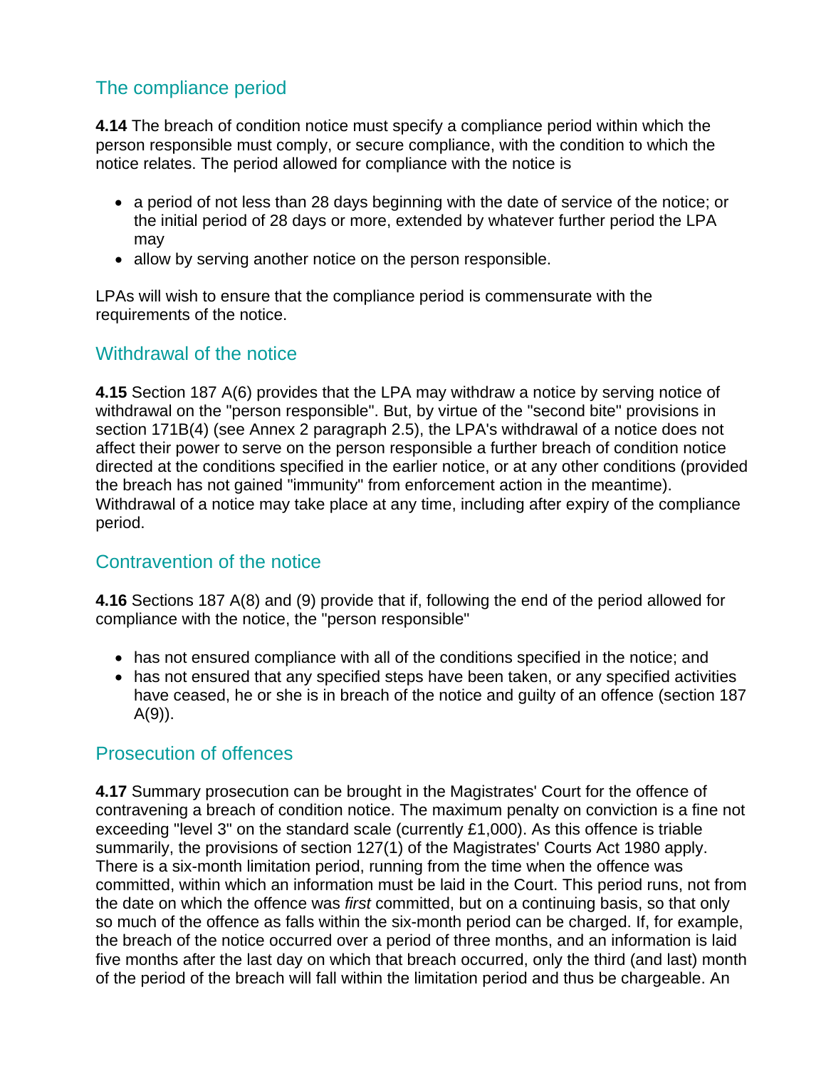## The compliance period

**4.14** The breach of condition notice must specify a compliance period within which the person responsible must comply, or secure compliance, with the condition to which the notice relates. The period allowed for compliance with the notice is

- a period of not less than 28 days beginning with the date of service of the notice; or the initial period of 28 days or more, extended by whatever further period the LPA may
- allow by serving another notice on the person responsible.

LPAs will wish to ensure that the compliance period is commensurate with the requirements of the notice.

## Withdrawal of the notice

**4.15** Section 187 A(6) provides that the LPA may withdraw a notice by serving notice of withdrawal on the "person responsible". But, by virtue of the "second bite" provisions in section 171B(4) (see Annex 2 paragraph 2.5), the LPA's withdrawal of a notice does not affect their power to serve on the person responsible a further breach of condition notice directed at the conditions specified in the earlier notice, or at any other conditions (provided the breach has not gained "immunity" from enforcement action in the meantime). Withdrawal of a notice may take place at any time, including after expiry of the compliance period.

## Contravention of the notice

**4.16** Sections 187 A(8) and (9) provide that if, following the end of the period allowed for compliance with the notice, the "person responsible"

- has not ensured compliance with all of the conditions specified in the notice; and
- has not ensured that any specified steps have been taken, or any specified activities have ceased, he or she is in breach of the notice and guilty of an offence (section 187 A(9)).

## Prosecution of offences

**4.17** Summary prosecution can be brought in the Magistrates' Court for the offence of contravening a breach of condition notice. The maximum penalty on conviction is a fine not exceeding "level 3" on the standard scale (currently £1,000). As this offence is triable summarily, the provisions of section 127(1) of the Magistrates' Courts Act 1980 apply. There is a six-month limitation period, running from the time when the offence was committed, within which an information must be laid in the Court. This period runs, not from the date on which the offence was *first* committed, but on a continuing basis, so that only so much of the offence as falls within the six-month period can be charged. If, for example, the breach of the notice occurred over a period of three months, and an information is laid five months after the last day on which that breach occurred, only the third (and last) month of the period of the breach will fall within the limitation period and thus be chargeable. An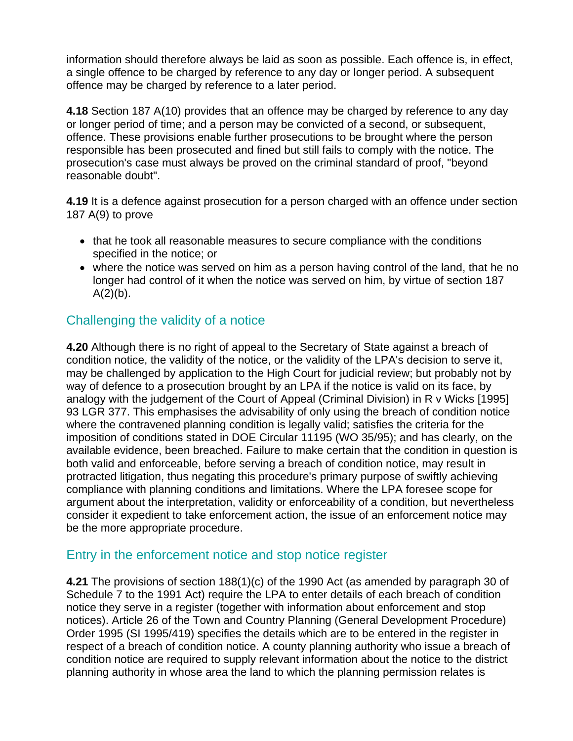information should therefore always be laid as soon as possible. Each offence is, in effect, a single offence to be charged by reference to any day or longer period. A subsequent offence may be charged by reference to a later period.

**4.18** Section 187 A(10) provides that an offence may be charged by reference to any day or longer period of time; and a person may be convicted of a second, or subsequent, offence. These provisions enable further prosecutions to be brought where the person responsible has been prosecuted and fined but still fails to comply with the notice. The prosecution's case must always be proved on the criminal standard of proof, "beyond reasonable doubt".

**4.19** It is a defence against prosecution for a person charged with an offence under section 187 A(9) to prove

- that he took all reasonable measures to secure compliance with the conditions specified in the notice; or
- where the notice was served on him as a person having control of the land, that he no longer had control of it when the notice was served on him, by virtue of section 187 A(2)(b).

## Challenging the validity of a notice

**4.20** Although there is no right of appeal to the Secretary of State against a breach of condition notice, the validity of the notice, or the validity of the LPA's decision to serve it, may be challenged by application to the High Court for judicial review; but probably not by way of defence to a prosecution brought by an LPA if the notice is valid on its face, by analogy with the judgement of the Court of Appeal (Criminal Division) in R v Wicks [1995] 93 LGR 377. This emphasises the advisability of only using the breach of condition notice where the contravened planning condition is legally valid; satisfies the criteria for the imposition of conditions stated in DOE Circular 11195 (WO 35/95); and has clearly, on the available evidence, been breached. Failure to make certain that the condition in question is both valid and enforceable, before serving a breach of condition notice, may result in protracted litigation, thus negating this procedure's primary purpose of swiftly achieving compliance with planning conditions and limitations. Where the LPA foresee scope for argument about the interpretation, validity or enforceability of a condition, but nevertheless consider it expedient to take enforcement action, the issue of an enforcement notice may be the more appropriate procedure.

## Entry in the enforcement notice and stop notice register

**4.21** The provisions of section 188(1)(c) of the 1990 Act (as amended by paragraph 30 of Schedule 7 to the 1991 Act) require the LPA to enter details of each breach of condition notice they serve in a register (together with information about enforcement and stop notices). Article 26 of the Town and Country Planning (General Development Procedure) Order 1995 (SI 1995/419) specifies the details which are to be entered in the register in respect of a breach of condition notice. A county planning authority who issue a breach of condition notice are required to supply relevant information about the notice to the district planning authority in whose area the land to which the planning permission relates is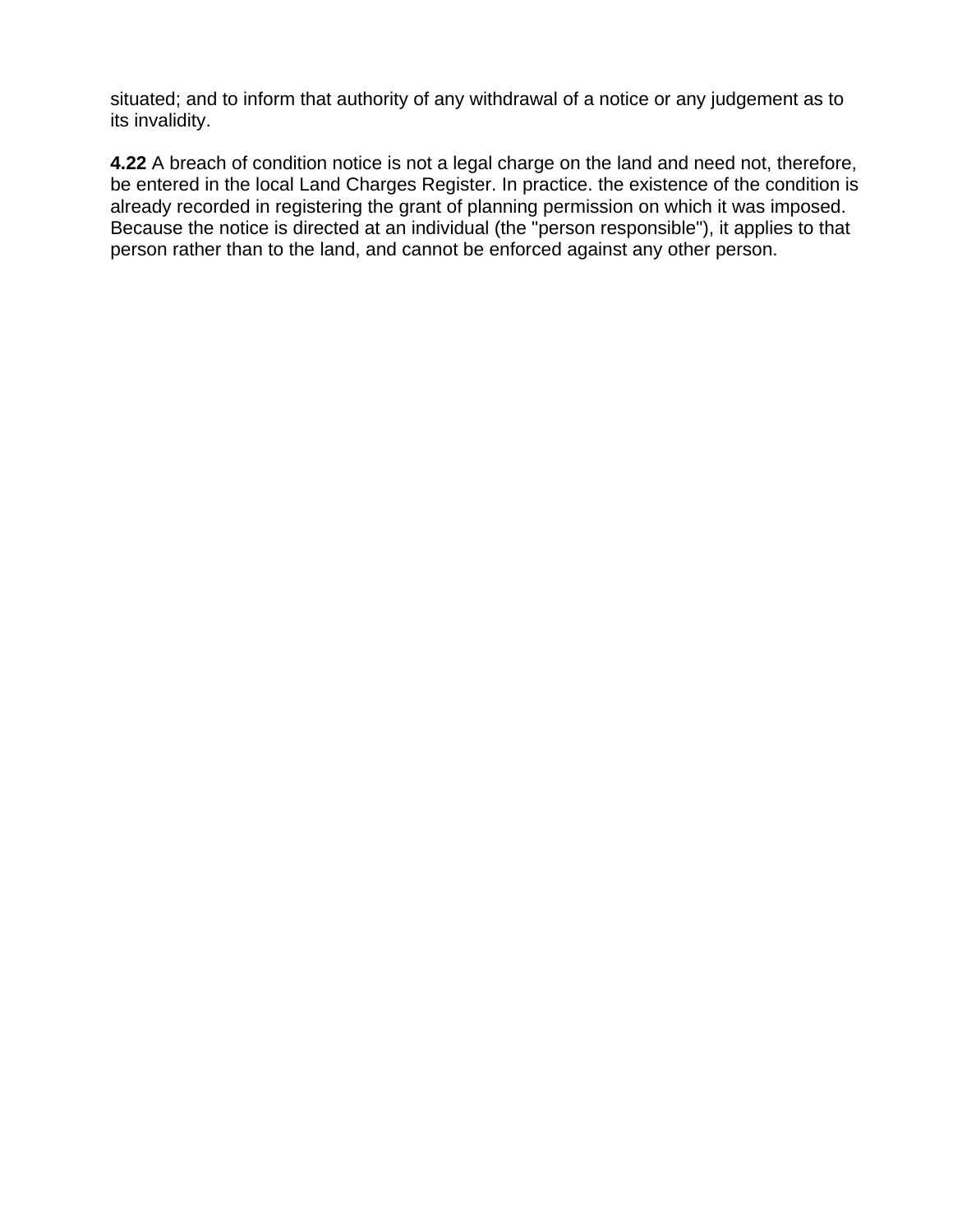situated; and to inform that authority of any withdrawal of a notice or any judgement as to its invalidity.

**4.22** A breach of condition notice is not a legal charge on the land and need not, therefore, be entered in the local Land Charges Register. In practice. the existence of the condition is already recorded in registering the grant of planning permission on which it was imposed. Because the notice is directed at an individual (the "person responsible"), it applies to that person rather than to the land, and cannot be enforced against any other person.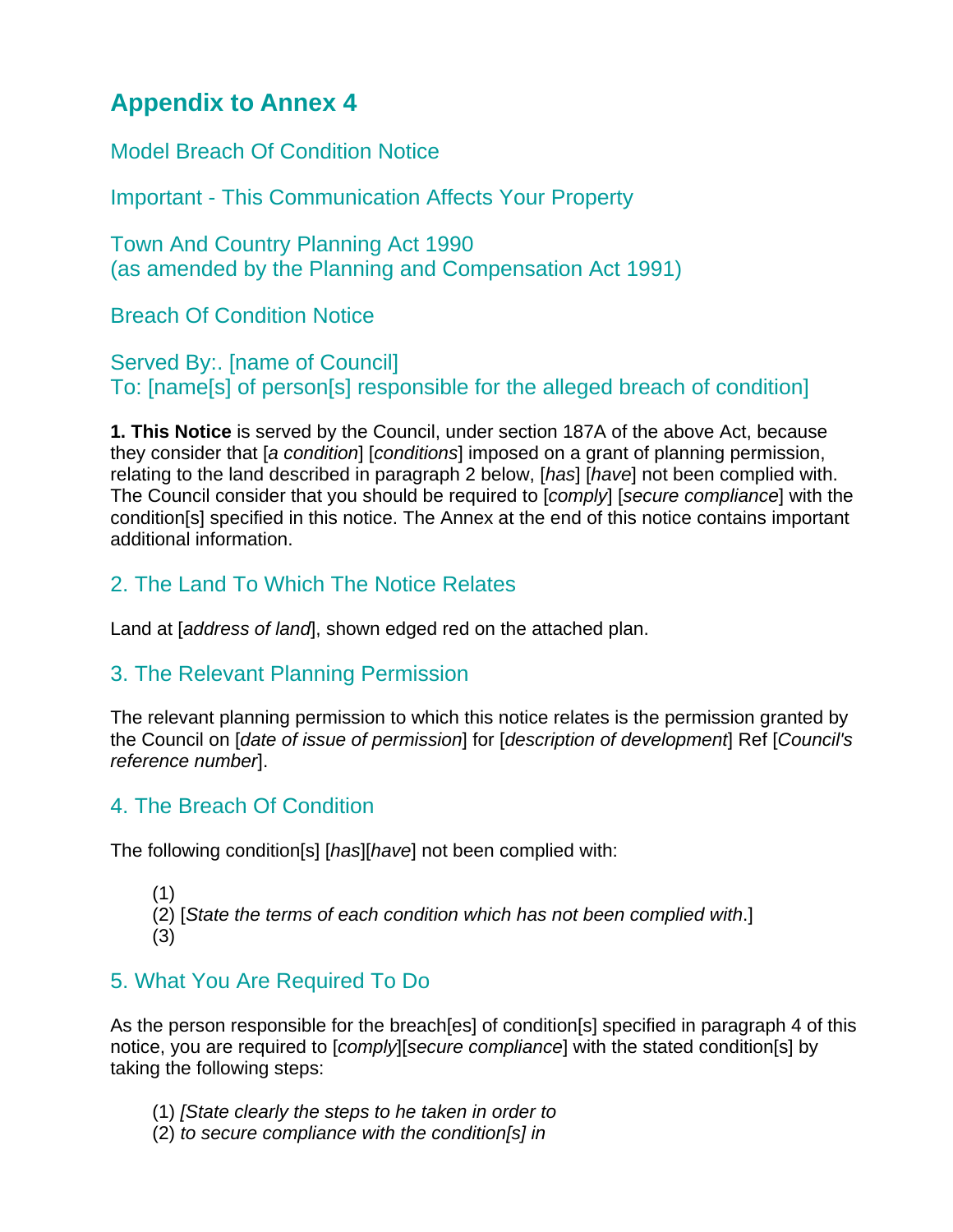# Appendix to Annex 4

## Model Breach Of Condition Notice

## Important - This Communication Affects Your Property

## Town And Country Planning Act 1990
## (as amended by the Planning and Compensation Act 1991)

## Breach Of Condition Notice

## Served By:. [name of Council]
## To: [name[s] of person[s] responsible for the alleged breach of condition]

**1. This Notice** is served by the Council, under section 187A of the above Act, because they consider that [*a condition*] [*conditions*] imposed on a grant of planning permission, relating to the land described in paragraph 2 below, [*has*] [*have*] not been complied with. The Council consider that you should be required to [*comply*] [*secure compliance*] with the condition[s] specified in this notice. The Annex at the end of this notice contains important additional information.

## 2. The Land To Which The Notice Relates

Land at [*address of land*], shown edged red on the attached plan.

## 3. The Relevant Planning Permission

The relevant planning permission to which this notice relates is the permission granted by the Council on [*date of issue of permission*] for [*description of development*] Ref [*Council's reference number*].

## 4. The Breach Of Condition

The following condition[s] [*has*][*have*] not been complied with:

(1)
(2) [*State the terms of each condition which has not been complied with*.]
(3)

## 5. What You Are Required To Do

As the person responsible for the breach[es] of condition[s] specified in paragraph 4 of this notice, you are required to [*comply*][*secure compliance*] with the stated condition[s] by taking the following steps:

(1) *[State clearly the steps to he taken in order to*
(2) *to secure compliance with the condition[s] in*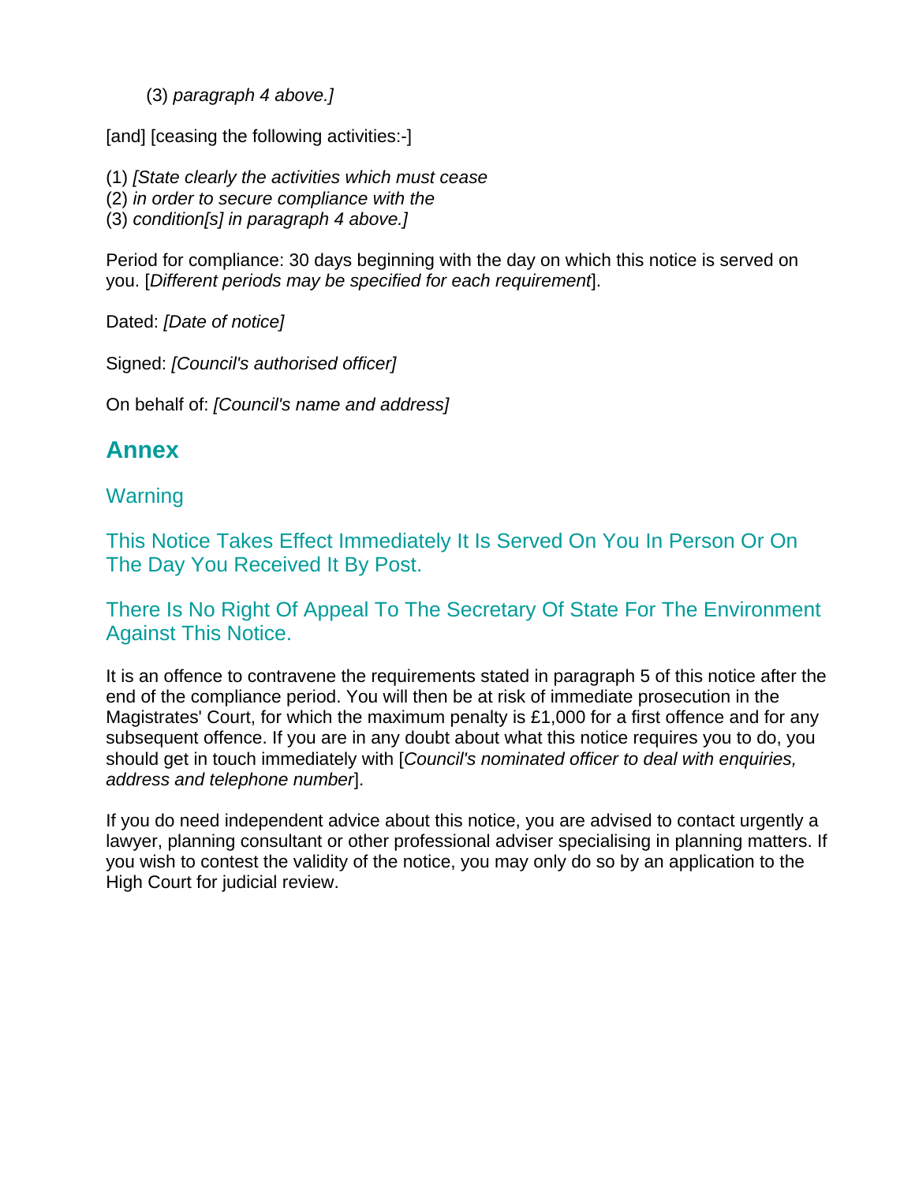(3) *paragraph 4 above.]*

[and] [ceasing the following activities:-]

(1) *[State clearly the activities which must cease*
(2) *in order to secure compliance with the*
(3) *condition[s] in paragraph 4 above.]*

Period for compliance: 30 days beginning with the day on which this notice is served on you. [*Different periods may be specified for each requirement*].

Dated: *[Date of notice]*

Signed: *[Council's authorised officer]*

On behalf of: *[Council's name and address]*

## Annex

### Warning

### This Notice Takes Effect Immediately It Is Served On You In Person Or On The Day You Received It By Post.

### There Is No Right Of Appeal To The Secretary Of State For The Environment Against This Notice.

It is an offence to contravene the requirements stated in paragraph 5 of this notice after the end of the compliance period. You will then be at risk of immediate prosecution in the Magistrates' Court, for which the maximum penalty is £1,000 for a first offence and for any subsequent offence. If you are in any doubt about what this notice requires you to do, you should get in touch immediately with [*Council's nominated officer to deal with enquiries, address and telephone number*].

If you do need independent advice about this notice, you are advised to contact urgently a lawyer, planning consultant or other professional adviser specialising in planning matters. If you wish to contest the validity of the notice, you may only do so by an application to the High Court for judicial review.